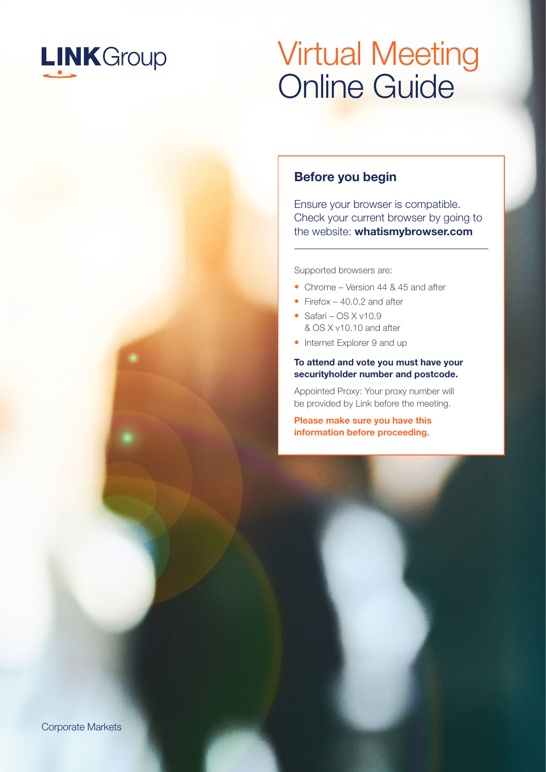LINK Group

# Virtual Meeting Online Guide

## Before you begin

Ensure your browser is compatible. Check your current browser by going to the website: **whatismybrowser.com**

Supported browsers are:

- Chrome – Version 44 & 45 and after
- Firefox – 40.0.2 and after
- Safari – OS X v10.9 & OS X v10.10 and after
- Internet Explorer 9 and up

**To attend and vote you must have your securityholder number and postcode.**

Appointed Proxy: Your proxy number will be provided by Link before the meeting.

**Please make sure you have this information before proceeding.**

Corporate Markets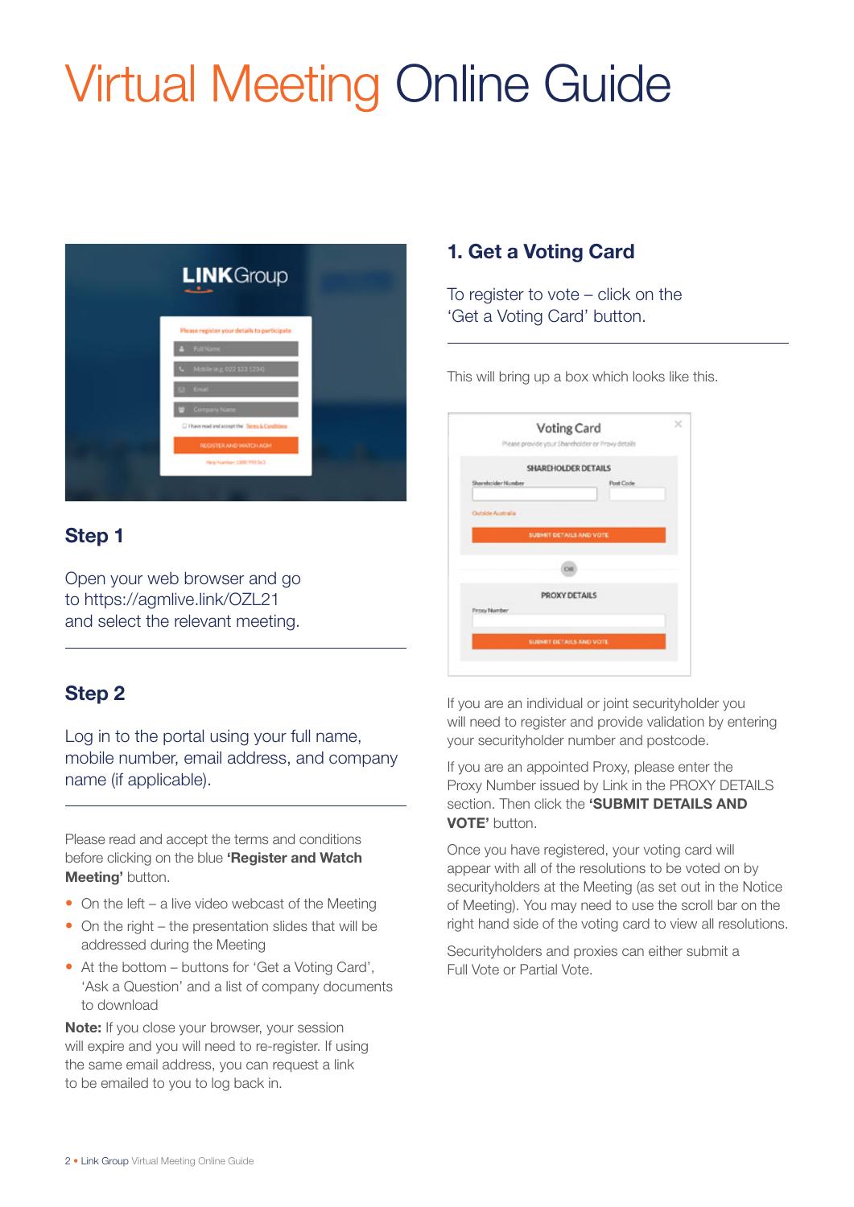# Virtual Meeting Online Guide

## Step 1

Open your web browser and go to https://agmlive.link/OZL21 and select the relevant meeting.

## Step 2

Log in to the portal using your full name, mobile number, email address, and company name (if applicable).

Please read and accept the terms and conditions before clicking on the blue **'Register and Watch Meeting'** button.

- On the left – a live video webcast of the Meeting
- On the right – the presentation slides that will be addressed during the Meeting
- At the bottom – buttons for 'Get a Voting Card', 'Ask a Question' and a list of company documents to download

**Note:** If you close your browser, your session will expire and you will need to re-register. If using the same email address, you can request a link to be emailed to you to log back in.

## 1. Get a Voting Card

To register to vote – click on the 'Get a Voting Card' button.

This will bring up a box which looks like this.

If you are an individual or joint securityholder you will need to register and provide validation by entering your securityholder number and postcode.

If you are an appointed Proxy, please enter the Proxy Number issued by Link in the PROXY DETAILS section. Then click the **'SUBMIT DETAILS AND VOTE'** button.

Once you have registered, your voting card will appear with all of the resolutions to be voted on by securityholders at the Meeting (as set out in the Notice of Meeting). You may need to use the scroll bar on the right hand side of the voting card to view all resolutions.

Securityholders and proxies can either submit a Full Vote or Partial Vote.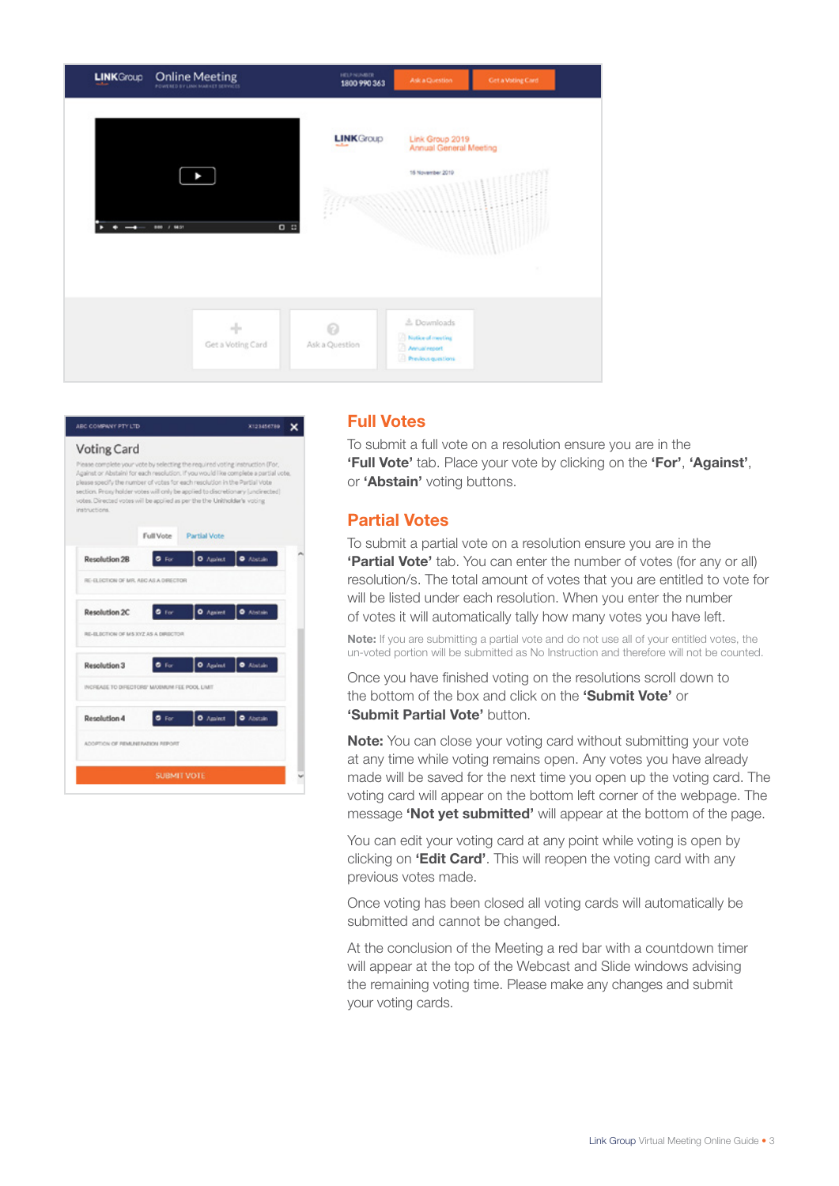## Full Votes

To submit a full vote on a resolution ensure you are in the **'Full Vote'** tab. Place your vote by clicking on the **'For'**, **'Against'**, or **'Abstain'** voting buttons.

## Partial Votes

To submit a partial vote on a resolution ensure you are in the **'Partial Vote'** tab. You can enter the number of votes (for any or all) resolution/s. The total amount of votes that you are entitled to vote for will be listed under each resolution. When you enter the number of votes it will automatically tally how many votes you have left.

**Note:** If you are submitting a partial vote and do not use all of your entitled votes, the un-voted portion will be submitted as No Instruction and therefore will not be counted.

Once you have finished voting on the resolutions scroll down to the bottom of the box and click on the **'Submit Vote'** or **'Submit Partial Vote'** button.

**Note:** You can close your voting card without submitting your vote at any time while voting remains open. Any votes you have already made will be saved for the next time you open up the voting card. The voting card will appear on the bottom left corner of the webpage. The message **'Not yet submitted'** will appear at the bottom of the page.

You can edit your voting card at any point while voting is open by clicking on **'Edit Card'**. This will reopen the voting card with any previous votes made.

Once voting has been closed all voting cards will automatically be submitted and cannot be changed.

At the conclusion of the Meeting a red bar with a countdown timer will appear at the top of the Webcast and Slide windows advising the remaining voting time. Please make any changes and submit your voting cards.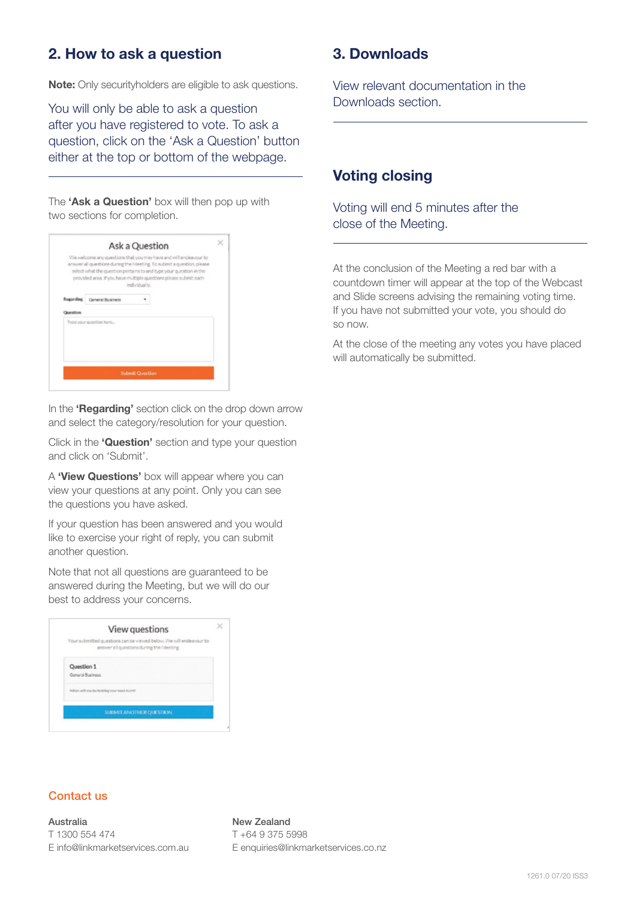## 2. How to ask a question

**Note:** Only securityholders are eligible to ask questions.

You will only be able to ask a question after you have registered to vote. To ask a question, click on the 'Ask a Question' button either at the top or bottom of the webpage.

The **'Ask a Question'** box will then pop up with two sections for completion.

In the **'Regarding'** section click on the drop down arrow and select the category/resolution for your question.

Click in the **'Question'** section and type your question and click on 'Submit'.

A **'View Questions'** box will appear where you can view your questions at any point. Only you can see the questions you have asked.

If your question has been answered and you would like to exercise your right of reply, you can submit another question.

Note that not all questions are guaranteed to be answered during the Meeting, but we will do our best to address your concerns.

## 3. Downloads

View relevant documentation in the Downloads section.

## Voting closing

Voting will end 5 minutes after the close of the Meeting.

At the conclusion of the Meeting a red bar with a countdown timer will appear at the top of the Webcast and Slide screens advising the remaining voting time. If you have not submitted your vote, you should do so now.

At the close of the meeting any votes you have placed will automatically be submitted.

### Contact us

**Australia**
T 1300 554 474
E info@linkmarketservices.com.au

**New Zealand**
T +64 9 375 5998
E enquiries@linkmarketservices.co.nz

1261.0 07/20 ISS3